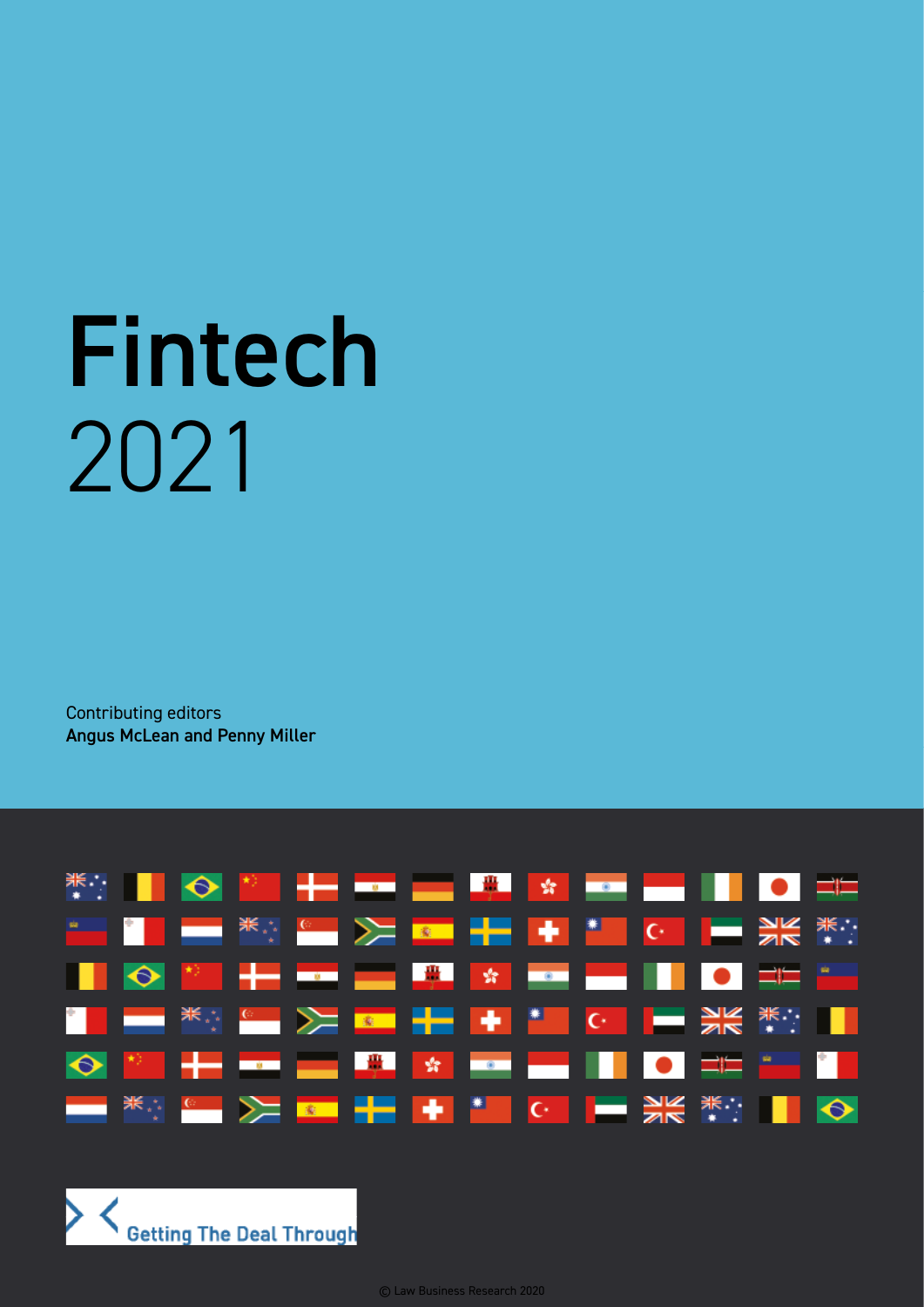# Fintech

## 2021

Contributing editors
**Angus McLean and Penny Miller**

Getting The Deal Through

© Law Business Research 2020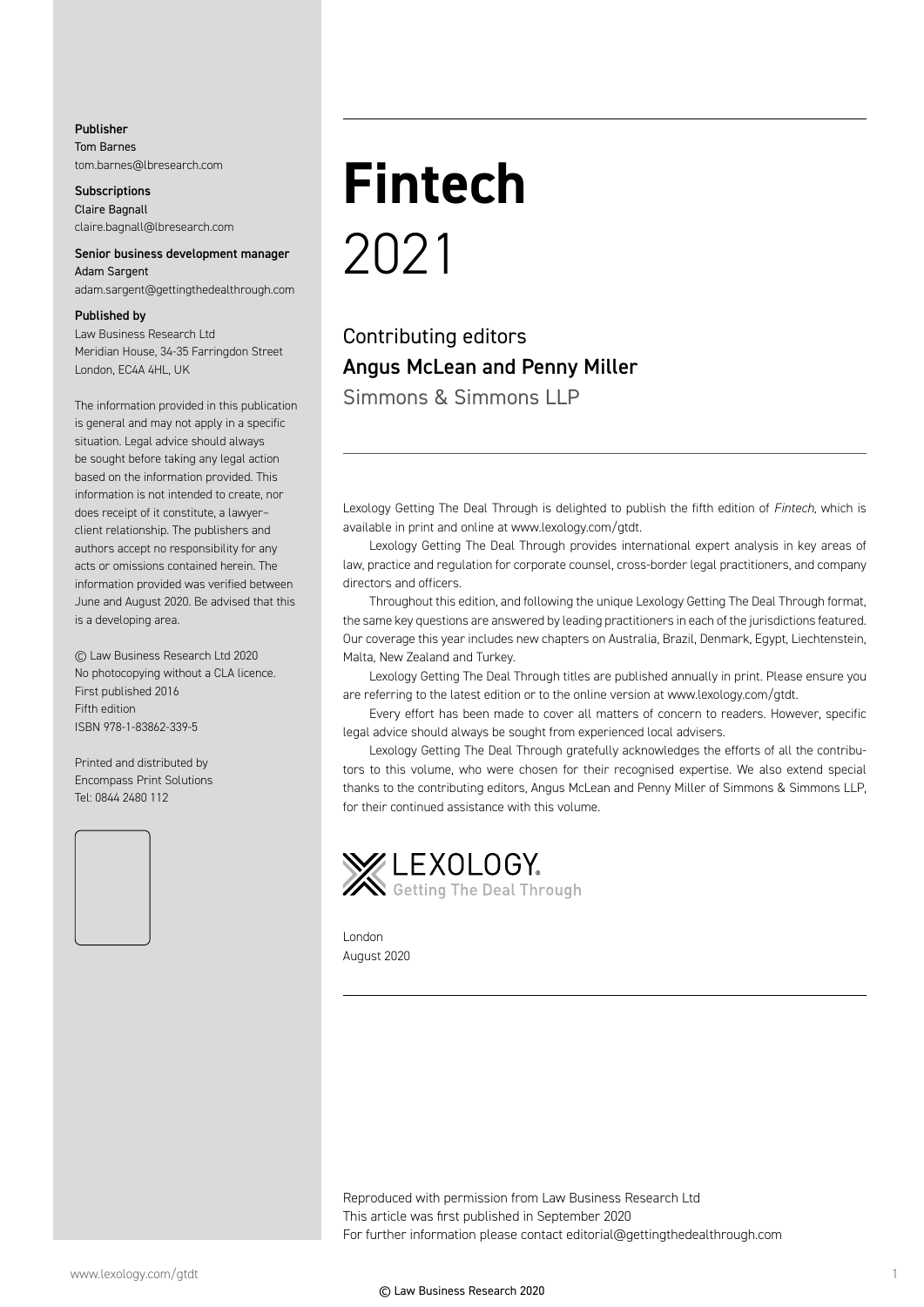**Publisher**
Tom Barnes
tom.barnes@lbresearch.com

**Subscriptions**
Claire Bagnall
claire.bagnall@lbresearch.com

**Senior business development manager**
Adam Sargent
adam.sargent@gettingthedealthrough.com

**Published by**
Law Business Research Ltd
Meridian House, 34-35 Farringdon Street
London, EC4A 4HL, UK

The information provided in this publication is general and may not apply in a specific situation. Legal advice should always be sought before taking any legal action based on the information provided. This information is not intended to create, nor does receipt of it constitute, a lawyer–client relationship. The publishers and authors accept no responsibility for any acts or omissions contained herein. The information provided was verified between June and August 2020. Be advised that this is a developing area.

© Law Business Research Ltd 2020
No photocopying without a CLA licence.
First published 2016
Fifth edition
ISBN 978-1-83862-339-5

Printed and distributed by
Encompass Print Solutions
Tel: 0844 2480 112

# Fintech

2021

## Contributing editors
**Angus McLean and Penny Miller**
Simmons & Simmons LLP

Lexology Getting The Deal Through is delighted to publish the fifth edition of *Fintech*, which is available in print and online at www.lexology.com/gtdt.

Lexology Getting The Deal Through provides international expert analysis in key areas of law, practice and regulation for corporate counsel, cross-border legal practitioners, and company directors and officers.

Throughout this edition, and following the unique Lexology Getting The Deal Through format, the same key questions are answered by leading practitioners in each of the jurisdictions featured. Our coverage this year includes new chapters on Australia, Brazil, Denmark, Egypt, Liechtenstein, Malta, New Zealand and Turkey.

Lexology Getting The Deal Through titles are published annually in print. Please ensure you are referring to the latest edition or to the online version at www.lexology.com/gtdt.

Every effort has been made to cover all matters of concern to readers. However, specific legal advice should always be sought from experienced local advisers.

Lexology Getting The Deal Through gratefully acknowledges the efforts of all the contributors to this volume, who were chosen for their recognised expertise. We also extend special thanks to the contributing editors, Angus McLean and Penny Miller of Simmons & Simmons LLP, for their continued assistance with this volume.

LEXOLOGY
Getting The Deal Through

London
August 2020

Reproduced with permission from Law Business Research Ltd
This article was first published in September 2020
For further information please contact editorial@gettingthedealthrough.com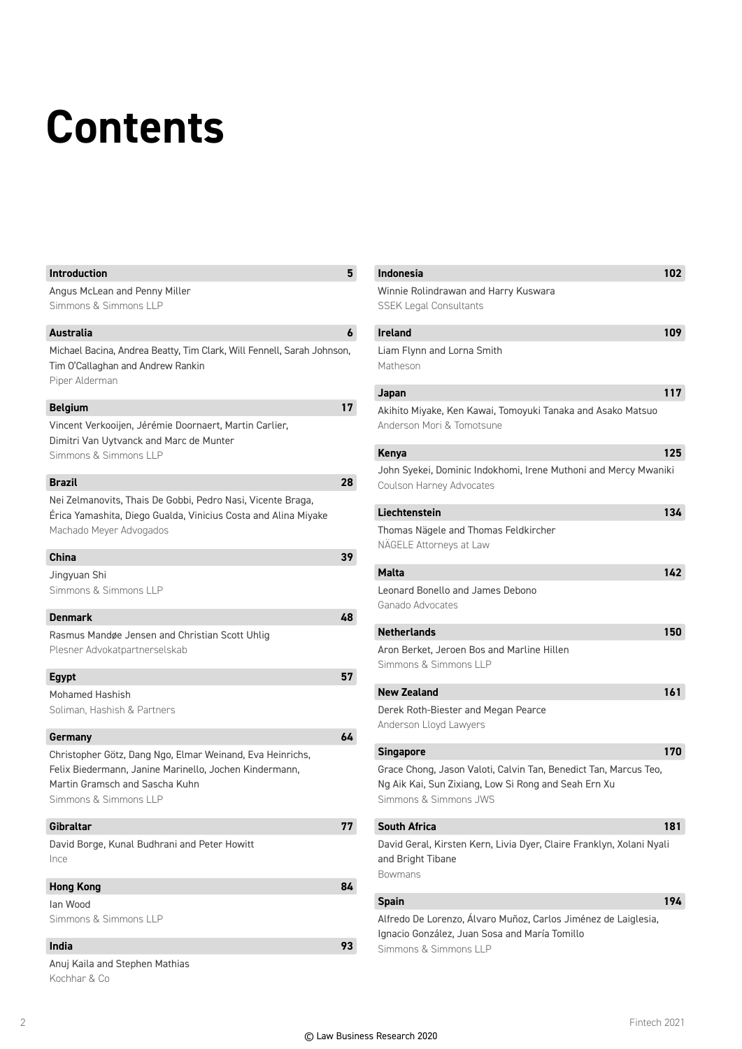# Contents

**Introduction** 5
Angus McLean and Penny Miller
Simmons & Simmons LLP

**Australia** 6
Michael Bacina, Andrea Beatty, Tim Clark, Will Fennell, Sarah Johnson, Tim O'Callaghan and Andrew Rankin
Piper Alderman

**Belgium** 17
Vincent Verkooijen, Jérémie Doornaert, Martin Carlier, Dimitri Van Uytvanck and Marc de Munter
Simmons & Simmons LLP

**Brazil** 28
Nei Zelmanovits, Thais De Gobbi, Pedro Nasi, Vicente Braga, Érica Yamashita, Diego Gualda, Vinicius Costa and Alina Miyake
Machado Meyer Advogados

**China** 39
Jingyuan Shi
Simmons & Simmons LLP

**Denmark** 48
Rasmus Mandøe Jensen and Christian Scott Uhlig
Plesner Advokatpartnerselskab

**Egypt** 57
Mohamed Hashish
Soliman, Hashish & Partners

**Germany** 64
Christopher Götz, Dang Ngo, Elmar Weinand, Eva Heinrichs, Felix Biedermann, Janine Marinello, Jochen Kindermann, Martin Gramsch and Sascha Kuhn
Simmons & Simmons LLP

**Gibraltar** 77
David Borge, Kunal Budhrani and Peter Howitt
Ince

**Hong Kong** 84
Ian Wood
Simmons & Simmons LLP

**India** 93
Anuj Kaila and Stephen Mathias
Kochhar & Co

**Indonesia** 102
Winnie Rolindrawan and Harry Kuswara
SSEK Legal Consultants

**Ireland** 109
Liam Flynn and Lorna Smith
Matheson

**Japan** 117
Akihito Miyake, Ken Kawai, Tomoyuki Tanaka and Asako Matsuo
Anderson Mori & Tomotsune

**Kenya** 125
John Syekei, Dominic Indokhomi, Irene Muthoni and Mercy Mwaniki
Coulson Harney Advocates

**Liechtenstein** 134
Thomas Nägele and Thomas Feldkircher
NÄGELE Attorneys at Law

**Malta** 142
Leonard Bonello and James Debono
Ganado Advocates

**Netherlands** 150
Aron Berket, Jeroen Bos and Marline Hillen
Simmons & Simmons LLP

**New Zealand** 161
Derek Roth-Biester and Megan Pearce
Anderson Lloyd Lawyers

**Singapore** 170
Grace Chong, Jason Valoti, Calvin Tan, Benedict Tan, Marcus Teo, Ng Aik Kai, Sun Zixiang, Low Si Rong and Seah Ern Xu
Simmons & Simmons JWS

**South Africa** 181
David Geral, Kirsten Kern, Livia Dyer, Claire Franklyn, Xolani Nyali and Bright Tibane
Bowmans

**Spain** 194
Alfredo De Lorenzo, Álvaro Muñoz, Carlos Jiménez de Laiglesia, Ignacio González, Juan Sosa and María Tomillo
Simmons & Simmons LLP

© Law Business Research 2020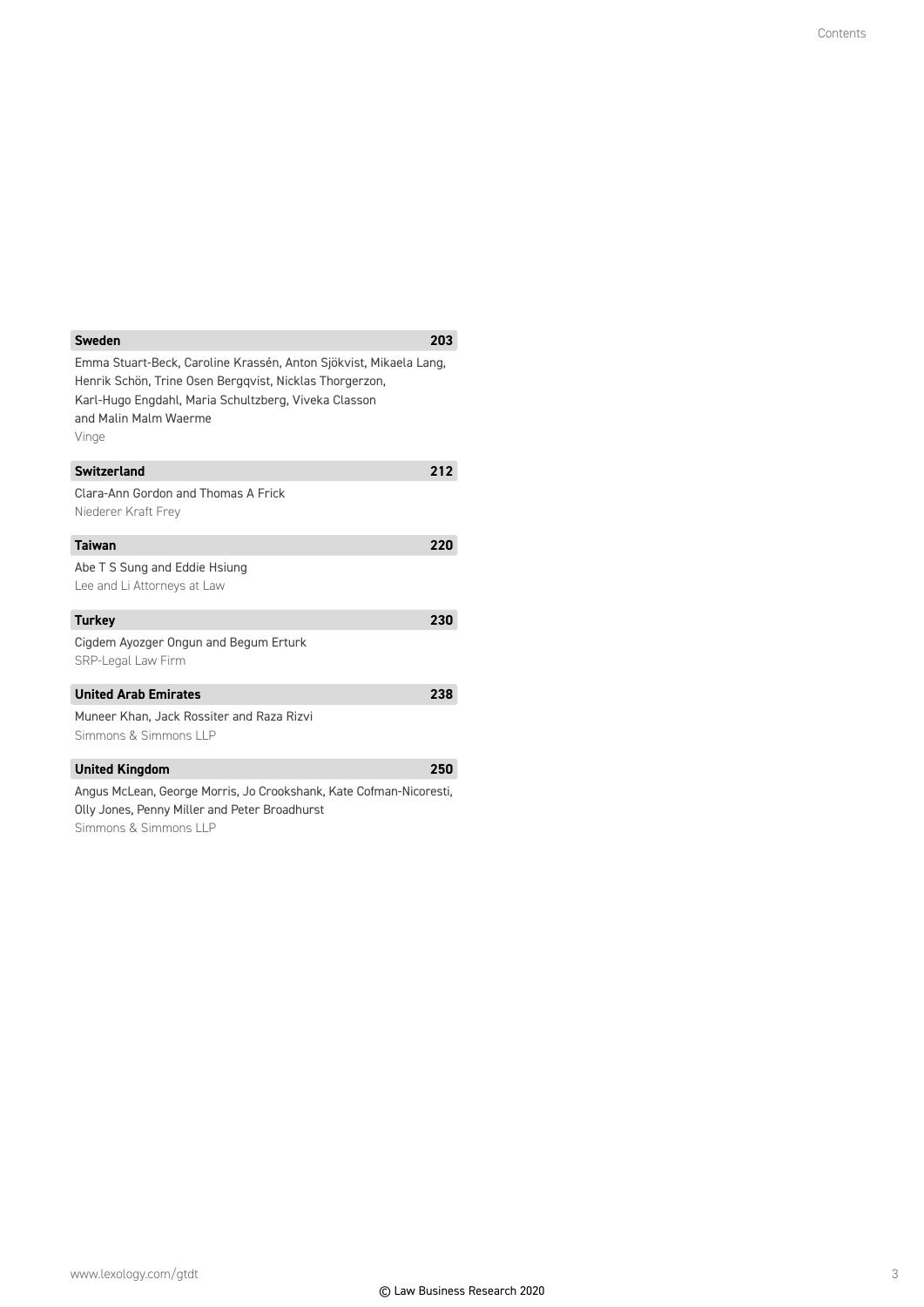**Sweden** **203**

Emma Stuart-Beck, Caroline Krassén, Anton Sjökvist, Mikaela Lang, Henrik Schön, Trine Osen Bergqvist, Nicklas Thorgerzon, Karl-Hugo Engdahl, Maria Schultzberg, Viveka Classon and Malin Malm Waerme

Vinge

**Switzerland** **212**

Clara-Ann Gordon and Thomas A Frick

Niederer Kraft Frey

**Taiwan** **220**

Abe T S Sung and Eddie Hsiung

Lee and Li Attorneys at Law

**Turkey** **230**

Cigdem Ayozger Ongun and Begum Erturk

SRP-Legal Law Firm

**United Arab Emirates** **238**

Muneer Khan, Jack Rossiter and Raza Rizvi

Simmons & Simmons LLP

**United Kingdom** **250**

Angus McLean, George Morris, Jo Crookshank, Kate Cofman-Nicoresti, Olly Jones, Penny Miller and Peter Broadhurst

Simmons & Simmons LLP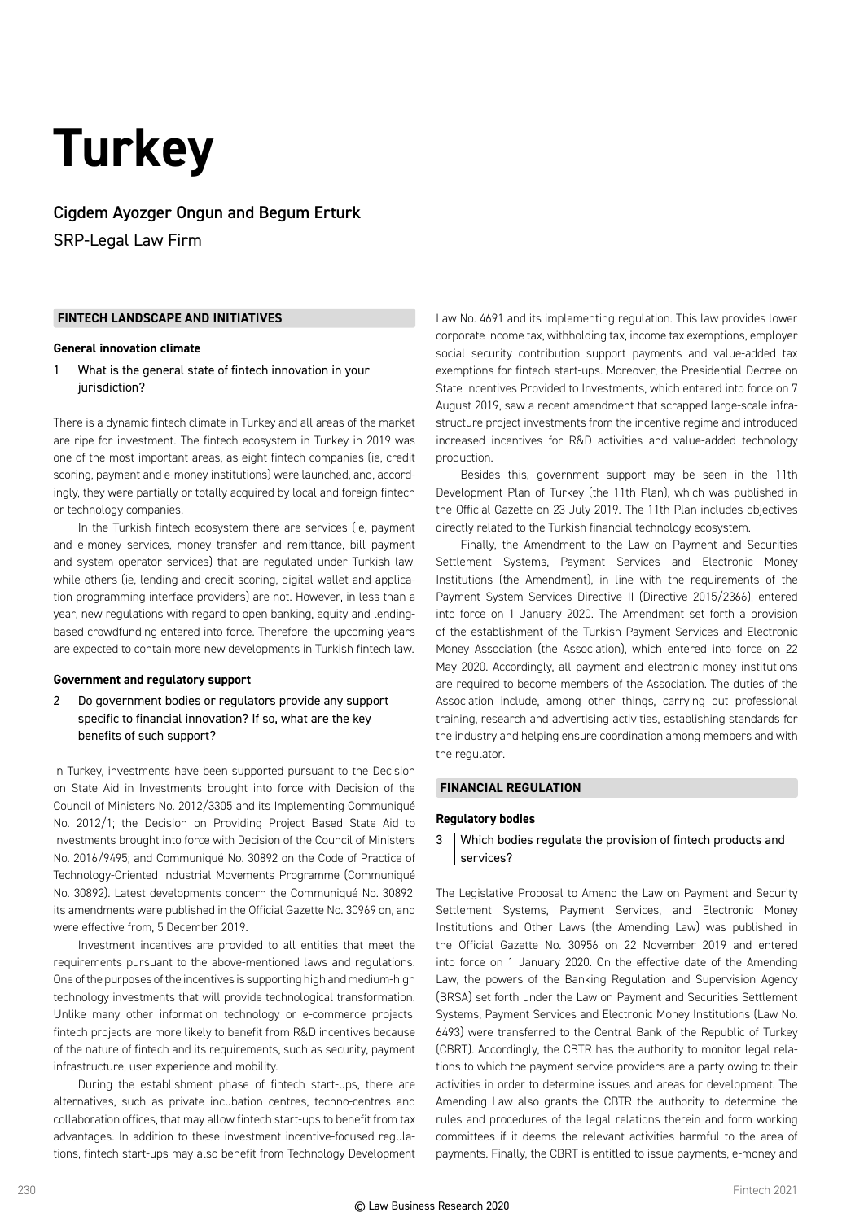# Turkey

## Cigdem Ayozger Ongun and Begum Erturk

SRP-Legal Law Firm

### FINTECH LANDSCAPE AND INITIATIVES

#### General innovation climate

**1 What is the general state of fintech innovation in your jurisdiction?**

There is a dynamic fintech climate in Turkey and all areas of the market are ripe for investment. The fintech ecosystem in Turkey in 2019 was one of the most important areas, as eight fintech companies (ie, credit scoring, payment and e-money institutions) were launched, and, accordingly, they were partially or totally acquired by local and foreign fintech or technology companies.

In the Turkish fintech ecosystem there are services (ie, payment and e-money services, money transfer and remittance, bill payment and system operator services) that are regulated under Turkish law, while others (ie, lending and credit scoring, digital wallet and application programming interface providers) are not. However, in less than a year, new regulations with regard to open banking, equity and lending-based crowdfunding entered into force. Therefore, the upcoming years are expected to contain more new developments in Turkish fintech law.

#### Government and regulatory support

**2 Do government bodies or regulators provide any support specific to financial innovation? If so, what are the key benefits of such support?**

In Turkey, investments have been supported pursuant to the Decision on State Aid in Investments brought into force with Decision of the Council of Ministers No. 2012/3305 and its Implementing Communiqué No. 2012/1; the Decision on Providing Project Based State Aid to Investments brought into force with Decision of the Council of Ministers No. 2016/9495; and Communiqué No. 30892 on the Code of Practice of Technology-Oriented Industrial Movements Programme (Communiqué No. 30892). Latest developments concern the Communiqué No. 30892: its amendments were published in the Official Gazette No. 30969 on, and were effective from, 5 December 2019.

Investment incentives are provided to all entities that meet the requirements pursuant to the above-mentioned laws and regulations. One of the purposes of the incentives is supporting high and medium-high technology investments that will provide technological transformation. Unlike many other information technology or e-commerce projects, fintech projects are more likely to benefit from R&D incentives because of the nature of fintech and its requirements, such as security, payment infrastructure, user experience and mobility.

During the establishment phase of fintech start-ups, there are alternatives, such as private incubation centres, techno-centres and collaboration offices, that may allow fintech start-ups to benefit from tax advantages. In addition to these investment incentive-focused regulations, fintech start-ups may also benefit from Technology Development Law No. 4691 and its implementing regulation. This law provides lower corporate income tax, withholding tax, income tax exemptions, employer social security contribution support payments and value-added tax exemptions for fintech start-ups. Moreover, the Presidential Decree on State Incentives Provided to Investments, which entered into force on 7 August 2019, saw a recent amendment that scrapped large-scale infrastructure project investments from the incentive regime and introduced increased incentives for R&D activities and value-added technology production.

Besides this, government support may be seen in the 11th Development Plan of Turkey (the 11th Plan), which was published in the Official Gazette on 23 July 2019. The 11th Plan includes objectives directly related to the Turkish financial technology ecosystem.

Finally, the Amendment to the Law on Payment and Securities Settlement Systems, Payment Services and Electronic Money Institutions (the Amendment), in line with the requirements of the Payment System Services Directive II (Directive 2015/2366), entered into force on 1 January 2020. The Amendment set forth a provision of the establishment of the Turkish Payment Services and Electronic Money Association (the Association), which entered into force on 22 May 2020. Accordingly, all payment and electronic money institutions are required to become members of the Association. The duties of the Association include, among other things, carrying out professional training, research and advertising activities, establishing standards for the industry and helping ensure coordination among members and with the regulator.

### FINANCIAL REGULATION

#### Regulatory bodies

**3 Which bodies regulate the provision of fintech products and services?**

The Legislative Proposal to Amend the Law on Payment and Security Settlement Systems, Payment Services, and Electronic Money Institutions and Other Laws (the Amending Law) was published in the Official Gazette No. 30956 on 22 November 2019 and entered into force on 1 January 2020. On the effective date of the Amending Law, the powers of the Banking Regulation and Supervision Agency (BRSA) set forth under the Law on Payment and Securities Settlement Systems, Payment Services and Electronic Money Institutions (Law No. 6493) were transferred to the Central Bank of the Republic of Turkey (CBRT). Accordingly, the CBTR has the authority to monitor legal relations to which the payment service providers are a party owing to their activities in order to determine issues and areas for development. The Amending Law also grants the CBTR the authority to determine the rules and procedures of the legal relations therein and form working committees if it deems the relevant activities harmful to the area of payments. Finally, the CBRT is entitled to issue payments, e-money and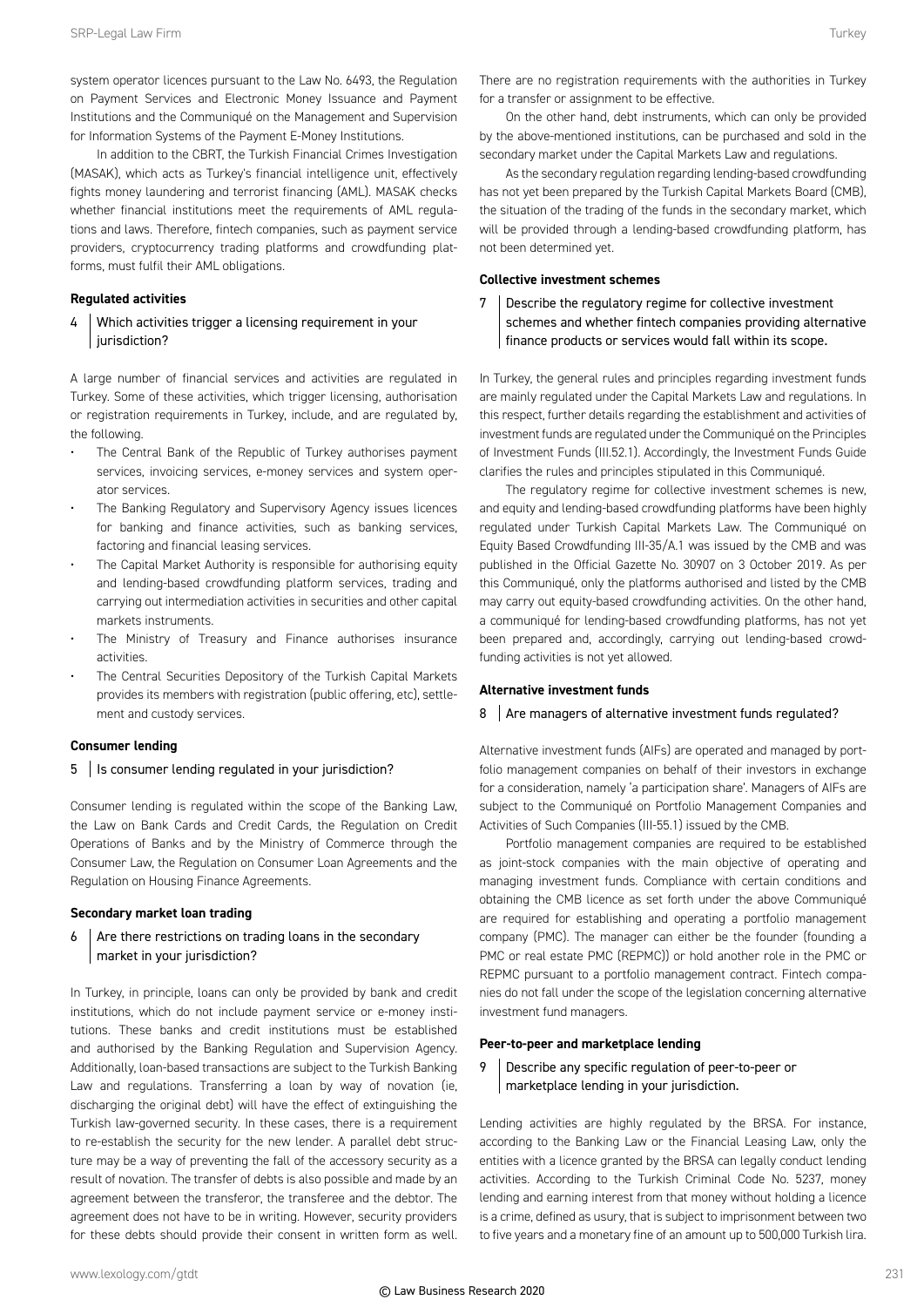system operator licences pursuant to the Law No. 6493, the Regulation on Payment Services and Electronic Money Issuance and Payment Institutions and the Communiqué on the Management and Supervision for Information Systems of the Payment E-Money Institutions.

In addition to the CBRT, the Turkish Financial Crimes Investigation (MASAK), which acts as Turkey's financial intelligence unit, effectively fights money laundering and terrorist financing (AML). MASAK checks whether financial institutions meet the requirements of AML regulations and laws. Therefore, fintech companies, such as payment service providers, cryptocurrency trading platforms and crowdfunding platforms, must fulfil their AML obligations.

**Regulated activities**

### 4 Which activities trigger a licensing requirement in your jurisdiction?

A large number of financial services and activities are regulated in Turkey. Some of these activities, which trigger licensing, authorisation or registration requirements in Turkey, include, and are regulated by, the following.

- The Central Bank of the Republic of Turkey authorises payment services, invoicing services, e-money services and system operator services.
- The Banking Regulatory and Supervisory Agency issues licences for banking and finance activities, such as banking services, factoring and financial leasing services.
- The Capital Market Authority is responsible for authorising equity and lending-based crowdfunding platform services, trading and carrying out intermediation activities in securities and other capital markets instruments.
- The Ministry of Treasury and Finance authorises insurance activities.
- The Central Securities Depository of the Turkish Capital Markets provides its members with registration (public offering, etc), settlement and custody services.

**Consumer lending**

### 5 Is consumer lending regulated in your jurisdiction?

Consumer lending is regulated within the scope of the Banking Law, the Law on Bank Cards and Credit Cards, the Regulation on Credit Operations of Banks and by the Ministry of Commerce through the Consumer Law, the Regulation on Consumer Loan Agreements and the Regulation on Housing Finance Agreements.

**Secondary market loan trading**

### 6 Are there restrictions on trading loans in the secondary market in your jurisdiction?

In Turkey, in principle, loans can only be provided by bank and credit institutions, which do not include payment service or e-money institutions. These banks and credit institutions must be established and authorised by the Banking Regulation and Supervision Agency. Additionally, loan-based transactions are subject to the Turkish Banking Law and regulations. Transferring a loan by way of novation (ie, discharging the original debt) will have the effect of extinguishing the Turkish law-governed security. In these cases, there is a requirement to re-establish the security for the new lender. A parallel debt structure may be a way of preventing the fall of the accessory security as a result of novation. The transfer of debts is also possible and made by an agreement between the transferor, the transferee and the debtor. The agreement does not have to be in writing. However, security providers for these debts should provide their consent in written form as well. There are no registration requirements with the authorities in Turkey for a transfer or assignment to be effective.

On the other hand, debt instruments, which can only be provided by the above-mentioned institutions, can be purchased and sold in the secondary market under the Capital Markets Law and regulations.

As the secondary regulation regarding lending-based crowdfunding has not yet been prepared by the Turkish Capital Markets Board (CMB), the situation of the trading of the funds in the secondary market, which will be provided through a lending-based crowdfunding platform, has not been determined yet.

**Collective investment schemes**

### 7 Describe the regulatory regime for collective investment schemes and whether fintech companies providing alternative finance products or services would fall within its scope.

In Turkey, the general rules and principles regarding investment funds are mainly regulated under the Capital Markets Law and regulations. In this respect, further details regarding the establishment and activities of investment funds are regulated under the Communiqué on the Principles of Investment Funds (III.52.1). Accordingly, the Investment Funds Guide clarifies the rules and principles stipulated in this Communiqué.

The regulatory regime for collective investment schemes is new, and equity and lending-based crowdfunding platforms have been highly regulated under Turkish Capital Markets Law. The Communiqué on Equity Based Crowdfunding III-35/A.1 was issued by the CMB and was published in the Official Gazette No. 30907 on 3 October 2019. As per this Communiqué, only the platforms authorised and listed by the CMB may carry out equity-based crowdfunding activities. On the other hand, a communiqué for lending-based crowdfunding platforms, has not yet been prepared and, accordingly, carrying out lending-based crowdfunding activities is not yet allowed.

**Alternative investment funds**

### 8 Are managers of alternative investment funds regulated?

Alternative investment funds (AIFs) are operated and managed by portfolio management companies on behalf of their investors in exchange for a consideration, namely 'a participation share'. Managers of AIFs are subject to the Communiqué on Portfolio Management Companies and Activities of Such Companies (III-55.1) issued by the CMB.

Portfolio management companies are required to be established as joint-stock companies with the main objective of operating and managing investment funds. Compliance with certain conditions and obtaining the CMB licence as set forth under the above Communiqué are required for establishing and operating a portfolio management company (PMC). The manager can either be the founder (founding a PMC or real estate PMC (REPMC)) or hold another role in the PMC or REPMC pursuant to a portfolio management contract. Fintech companies do not fall under the scope of the legislation concerning alternative investment fund managers.

**Peer-to-peer and marketplace lending**

### 9 Describe any specific regulation of peer-to-peer or marketplace lending in your jurisdiction.

Lending activities are highly regulated by the BRSA. For instance, according to the Banking Law or the Financial Leasing Law, only the entities with a licence granted by the BRSA can legally conduct lending activities. According to the Turkish Criminal Code No. 5237, money lending and earning interest from that money without holding a licence is a crime, defined as usury, that is subject to imprisonment between two to five years and a monetary fine of an amount up to 500,000 Turkish lira.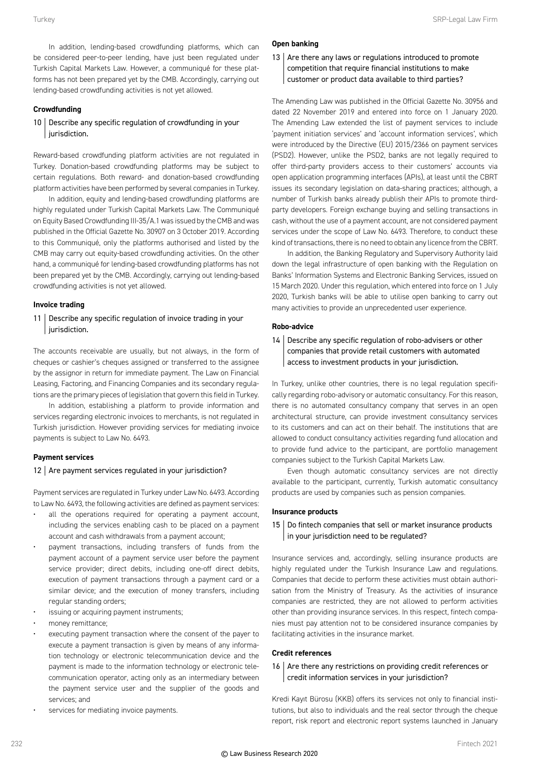In addition, lending-based crowdfunding platforms, which can be considered peer-to-peer lending, have just been regulated under Turkish Capital Markets Law. However, a communiqué for these platforms has not been prepared yet by the CMB. Accordingly, carrying out lending-based crowdfunding activities is not yet allowed.

### Crowdfunding

**10 | Describe any specific regulation of crowdfunding in your jurisdiction.**

Reward-based crowdfunding platform activities are not regulated in Turkey. Donation-based crowdfunding platforms may be subject to certain regulations. Both reward- and donation-based crowdfunding platform activities have been performed by several companies in Turkey.

In addition, equity and lending-based crowdfunding platforms are highly regulated under Turkish Capital Markets Law. The Communiqué on Equity Based Crowdfunding III-35/A.1 was issued by the CMB and was published in the Official Gazette No. 30907 on 3 October 2019. According to this Communiqué, only the platforms authorised and listed by the CMB may carry out equity-based crowdfunding activities. On the other hand, a communiqué for lending-based crowdfunding platforms has not been prepared yet by the CMB. Accordingly, carrying out lending-based crowdfunding activities is not yet allowed.

### Invoice trading

**11 | Describe any specific regulation of invoice trading in your jurisdiction.**

The accounts receivable are usually, but not always, in the form of cheques or cashier's cheques assigned or transferred to the assignee by the assignor in return for immediate payment. The Law on Financial Leasing, Factoring, and Financing Companies and its secondary regulations are the primary pieces of legislation that govern this field in Turkey.

In addition, establishing a platform to provide information and services regarding electronic invoices to merchants, is not regulated in Turkish jurisdiction. However providing services for mediating invoice payments is subject to Law No. 6493.

### Payment services

**12 | Are payment services regulated in your jurisdiction?**

Payment services are regulated in Turkey under Law No. 6493. According to Law No. 6493, the following activities are defined as payment services:

- all the operations required for operating a payment account, including the services enabling cash to be placed on a payment account and cash withdrawals from a payment account;
- payment transactions, including transfers of funds from the payment account of a payment service user before the payment service provider; direct debits, including one-off direct debits, execution of payment transactions through a payment card or a similar device; and the execution of money transfers, including regular standing orders;
- issuing or acquiring payment instruments;
- money remittance;
- executing payment transaction where the consent of the payer to execute a payment transaction is given by means of any information technology or electronic telecommunication device and the payment is made to the information technology or electronic telecommunication operator, acting only as an intermediary between the payment service user and the supplier of the goods and services; and
- services for mediating invoice payments.

### Open banking

**13 | Are there any laws or regulations introduced to promote competition that require financial institutions to make customer or product data available to third parties?**

The Amending Law was published in the Official Gazette No. 30956 and dated 22 November 2019 and entered into force on 1 January 2020. The Amending Law extended the list of payment services to include 'payment initiation services' and 'account information services', which were introduced by the Directive (EU) 2015/2366 on payment services (PSD2). However, unlike the PSD2, banks are not legally required to offer third-party providers access to their customers' accounts via open application programming interfaces (APIs), at least until the CBRT issues its secondary legislation on data-sharing practices; although, a number of Turkish banks already publish their APIs to promote third-party developers. Foreign exchange buying and selling transactions in cash, without the use of a payment account, are not considered payment services under the scope of Law No. 6493. Therefore, to conduct these kind of transactions, there is no need to obtain any licence from the CBRT.

In addition, the Banking Regulatory and Supervisory Authority laid down the legal infrastructure of open banking with the Regulation on Banks' Information Systems and Electronic Banking Services, issued on 15 March 2020. Under this regulation, which entered into force on 1 July 2020, Turkish banks will be able to utilise open banking to carry out many activities to provide an unprecedented user experience.

### Robo-advice

**14 | Describe any specific regulation of robo-advisers or other companies that provide retail customers with automated access to investment products in your jurisdiction.**

In Turkey, unlike other countries, there is no legal regulation specifically regarding robo-advisory or automatic consultancy. For this reason, there is no automated consultancy company that serves in an open architectural structure, can provide investment consultancy services to its customers and can act on their behalf. The institutions that are allowed to conduct consultancy activities regarding fund allocation and to provide fund advice to the participant, are portfolio management companies subject to the Turkish Capital Markets Law.

Even though automatic consultancy services are not directly available to the participant, currently, Turkish automatic consultancy products are used by companies such as pension companies.

### Insurance products

**15 | Do fintech companies that sell or market insurance products in your jurisdiction need to be regulated?**

Insurance services and, accordingly, selling insurance products are highly regulated under the Turkish Insurance Law and regulations. Companies that decide to perform these activities must obtain authorisation from the Ministry of Treasury. As the activities of insurance companies are restricted, they are not allowed to perform activities other than providing insurance services. In this respect, fintech companies must pay attention not to be considered insurance companies by facilitating activities in the insurance market.

### Credit references

**16 | Are there any restrictions on providing credit references or credit information services in your jurisdiction?**

Kredi Kayıt Bürosu (KKB) offers its services not only to financial institutions, but also to individuals and the real sector through the cheque report, risk report and electronic report systems launched in January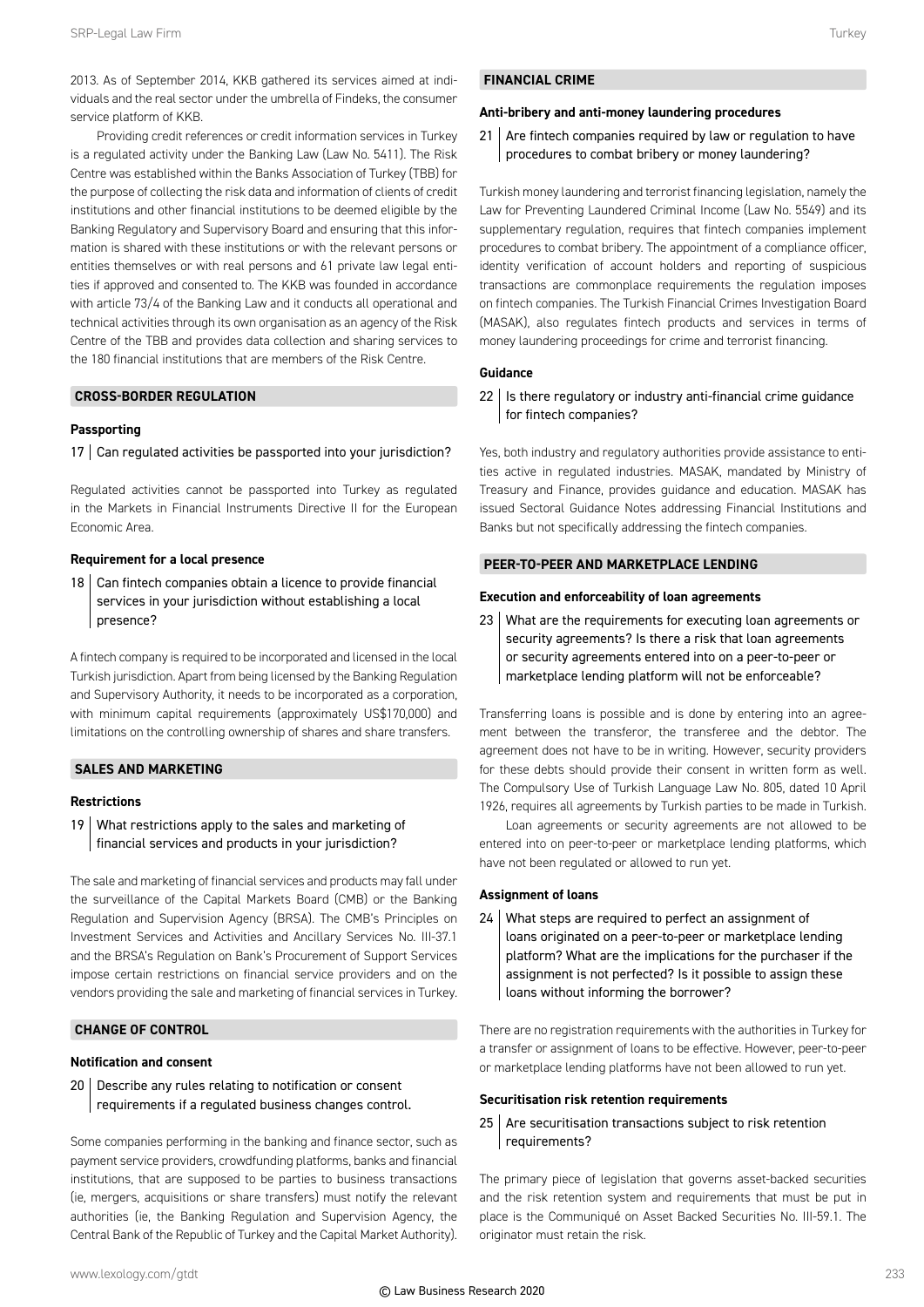2013. As of September 2014, KKB gathered its services aimed at individuals and the real sector under the umbrella of Findeks, the consumer service platform of KKB.

Providing credit references or credit information services in Turkey is a regulated activity under the Banking Law (Law No. 5411). The Risk Centre was established within the Banks Association of Turkey (TBB) for the purpose of collecting the risk data and information of clients of credit institutions and other financial institutions to be deemed eligible by the Banking Regulatory and Supervisory Board and ensuring that this information is shared with these institutions or with the relevant persons or entities themselves or with real persons and 61 private law legal entities if approved and consented to. The KKB was founded in accordance with article 73/4 of the Banking Law and it conducts all operational and technical activities through its own organisation as an agency of the Risk Centre of the TBB and provides data collection and sharing services to the 180 financial institutions that are members of the Risk Centre.

## CROSS-BORDER REGULATION

### Passporting

17 | Can regulated activities be passported into your jurisdiction?

Regulated activities cannot be passported into Turkey as regulated in the Markets in Financial Instruments Directive II for the European Economic Area.

### Requirement for a local presence

18 | Can fintech companies obtain a licence to provide financial services in your jurisdiction without establishing a local presence?

A fintech company is required to be incorporated and licensed in the local Turkish jurisdiction. Apart from being licensed by the Banking Regulation and Supervisory Authority, it needs to be incorporated as a corporation, with minimum capital requirements (approximately US$170,000) and limitations on the controlling ownership of shares and share transfers.

## SALES AND MARKETING

### Restrictions

19 | What restrictions apply to the sales and marketing of financial services and products in your jurisdiction?

The sale and marketing of financial services and products may fall under the surveillance of the Capital Markets Board (CMB) or the Banking Regulation and Supervision Agency (BRSA). The CMB's Principles on Investment Services and Activities and Ancillary Services No. III-37.1 and the BRSA's Regulation on Bank's Procurement of Support Services impose certain restrictions on financial service providers and on the vendors providing the sale and marketing of financial services in Turkey.

## CHANGE OF CONTROL

### Notification and consent

20 | Describe any rules relating to notification or consent requirements if a regulated business changes control.

Some companies performing in the banking and finance sector, such as payment service providers, crowdfunding platforms, banks and financial institutions, that are supposed to be parties to business transactions (ie, mergers, acquisitions or share transfers) must notify the relevant authorities (ie, the Banking Regulation and Supervision Agency, the Central Bank of the Republic of Turkey and the Capital Market Authority).

## FINANCIAL CRIME

### Anti-bribery and anti-money laundering procedures

21 | Are fintech companies required by law or regulation to have procedures to combat bribery or money laundering?

Turkish money laundering and terrorist financing legislation, namely the Law for Preventing Laundered Criminal Income (Law No. 5549) and its supplementary regulation, requires that fintech companies implement procedures to combat bribery. The appointment of a compliance officer, identity verification of account holders and reporting of suspicious transactions are commonplace requirements the regulation imposes on fintech companies. The Turkish Financial Crimes Investigation Board (MASAK), also regulates fintech products and services in terms of money laundering proceedings for crime and terrorist financing.

### Guidance

22 | Is there regulatory or industry anti-financial crime guidance for fintech companies?

Yes, both industry and regulatory authorities provide assistance to entities active in regulated industries. MASAK, mandated by Ministry of Treasury and Finance, provides guidance and education. MASAK has issued Sectoral Guidance Notes addressing Financial Institutions and Banks but not specifically addressing the fintech companies.

## PEER-TO-PEER AND MARKETPLACE LENDING

### Execution and enforceability of loan agreements

23 | What are the requirements for executing loan agreements or security agreements? Is there a risk that loan agreements or security agreements entered into on a peer-to-peer or marketplace lending platform will not be enforceable?

Transferring loans is possible and is done by entering into an agreement between the transferor, the transferee and the debtor. The agreement does not have to be in writing. However, security providers for these debts should provide their consent in written form as well. The Compulsory Use of Turkish Language Law No. 805, dated 10 April 1926, requires all agreements by Turkish parties to be made in Turkish.

Loan agreements or security agreements are not allowed to be entered into on peer-to-peer or marketplace lending platforms, which have not been regulated or allowed to run yet.

### Assignment of loans

24 | What steps are required to perfect an assignment of loans originated on a peer-to-peer or marketplace lending platform? What are the implications for the purchaser if the assignment is not perfected? Is it possible to assign these loans without informing the borrower?

There are no registration requirements with the authorities in Turkey for a transfer or assignment of loans to be effective. However, peer-to-peer or marketplace lending platforms have not been allowed to run yet.

### Securitisation risk retention requirements

25 | Are securitisation transactions subject to risk retention requirements?

The primary piece of legislation that governs asset-backed securities and the risk retention system and requirements that must be put in place is the Communiqué on Asset Backed Securities No. III-59.1. The originator must retain the risk.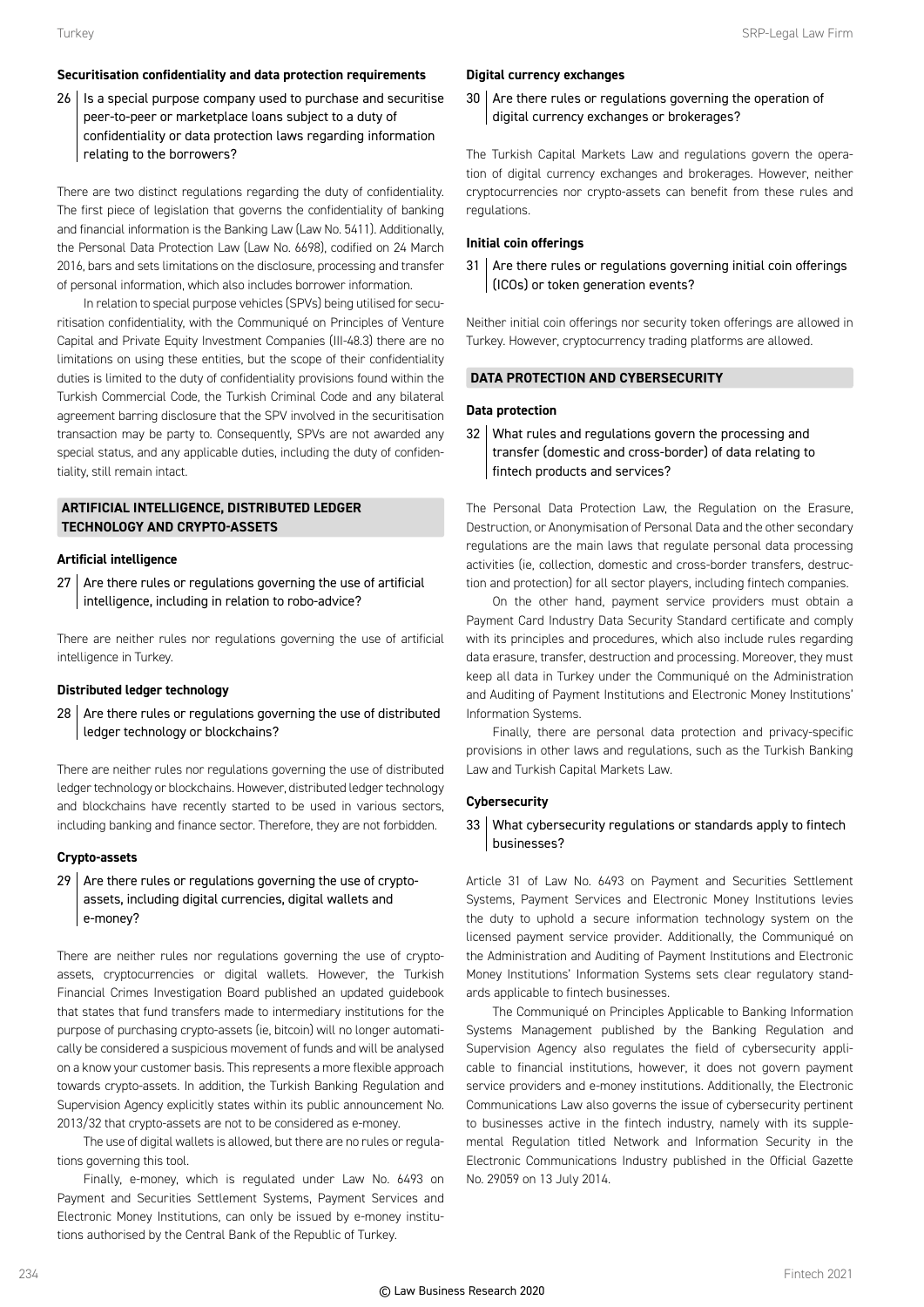#### Securitisation confidentiality and data protection requirements

**26 Is a special purpose company used to purchase and securitise peer-to-peer or marketplace loans subject to a duty of confidentiality or data protection laws regarding information relating to the borrowers?**

There are two distinct regulations regarding the duty of confidentiality. The first piece of legislation that governs the confidentiality of banking and financial information is the Banking Law (Law No. 5411). Additionally, the Personal Data Protection Law (Law No. 6698), codified on 24 March 2016, bars and sets limitations on the disclosure, processing and transfer of personal information, which also includes borrower information.

In relation to special purpose vehicles (SPVs) being utilised for securitisation confidentiality, with the Communiqué on Principles of Venture Capital and Private Equity Investment Companies (III-48.3) there are no limitations on using these entities, but the scope of their confidentiality duties is limited to the duty of confidentiality provisions found within the Turkish Commercial Code, the Turkish Criminal Code and any bilateral agreement barring disclosure that the SPV involved in the securitisation transaction may be party to. Consequently, SPVs are not awarded any special status, and any applicable duties, including the duty of confidentiality, still remain intact.

### ARTIFICIAL INTELLIGENCE, DISTRIBUTED LEDGER TECHNOLOGY AND CRYPTO-ASSETS

#### Artificial intelligence

**27 Are there rules or regulations governing the use of artificial intelligence, including in relation to robo-advice?**

There are neither rules nor regulations governing the use of artificial intelligence in Turkey.

#### Distributed ledger technology

**28 Are there rules or regulations governing the use of distributed ledger technology or blockchains?**

There are neither rules nor regulations governing the use of distributed ledger technology or blockchains. However, distributed ledger technology and blockchains have recently started to be used in various sectors, including banking and finance sector. Therefore, they are not forbidden.

#### Crypto-assets

**29 Are there rules or regulations governing the use of crypto-assets, including digital currencies, digital wallets and e-money?**

There are neither rules nor regulations governing the use of crypto-assets, cryptocurrencies or digital wallets. However, the Turkish Financial Crimes Investigation Board published an updated guidebook that states that fund transfers made to intermediary institutions for the purpose of purchasing crypto-assets (ie, bitcoin) will no longer automatically be considered a suspicious movement of funds and will be analysed on a know your customer basis. This represents a more flexible approach towards crypto-assets. In addition, the Turkish Banking Regulation and Supervision Agency explicitly states within its public announcement No. 2013/32 that crypto-assets are not to be considered as e-money.

The use of digital wallets is allowed, but there are no rules or regulations governing this tool.

Finally, e-money, which is regulated under Law No. 6493 on Payment and Securities Settlement Systems, Payment Services and Electronic Money Institutions, can only be issued by e-money institutions authorised by the Central Bank of the Republic of Turkey.

#### Digital currency exchanges

**30 Are there rules or regulations governing the operation of digital currency exchanges or brokerages?**

The Turkish Capital Markets Law and regulations govern the operation of digital currency exchanges and brokerages. However, neither cryptocurrencies nor crypto-assets can benefit from these rules and regulations.

#### Initial coin offerings

**31 Are there rules or regulations governing initial coin offerings (ICOs) or token generation events?**

Neither initial coin offerings nor security token offerings are allowed in Turkey. However, cryptocurrency trading platforms are allowed.

### DATA PROTECTION AND CYBERSECURITY

#### Data protection

**32 What rules and regulations govern the processing and transfer (domestic and cross-border) of data relating to fintech products and services?**

The Personal Data Protection Law, the Regulation on the Erasure, Destruction, or Anonymisation of Personal Data and the other secondary regulations are the main laws that regulate personal data processing activities (ie, collection, domestic and cross-border transfers, destruction and protection) for all sector players, including fintech companies.

On the other hand, payment service providers must obtain a Payment Card Industry Data Security Standard certificate and comply with its principles and procedures, which also include rules regarding data erasure, transfer, destruction and processing. Moreover, they must keep all data in Turkey under the Communiqué on the Administration and Auditing of Payment Institutions and Electronic Money Institutions' Information Systems.

Finally, there are personal data protection and privacy-specific provisions in other laws and regulations, such as the Turkish Banking Law and Turkish Capital Markets Law.

#### Cybersecurity

**33 What cybersecurity regulations or standards apply to fintech businesses?**

Article 31 of Law No. 6493 on Payment and Securities Settlement Systems, Payment Services and Electronic Money Institutions levies the duty to uphold a secure information technology system on the licensed payment service provider. Additionally, the Communiqué on the Administration and Auditing of Payment Institutions and Electronic Money Institutions' Information Systems sets clear regulatory standards applicable to fintech businesses.

The Communiqué on Principles Applicable to Banking Information Systems Management published by the Banking Regulation and Supervision Agency also regulates the field of cybersecurity applicable to financial institutions, however, it does not govern payment service providers and e-money institutions. Additionally, the Electronic Communications Law also governs the issue of cybersecurity pertinent to businesses active in the fintech industry, namely with its supplemental Regulation titled Network and Information Security in the Electronic Communications Industry published in the Official Gazette No. 29059 on 13 July 2014.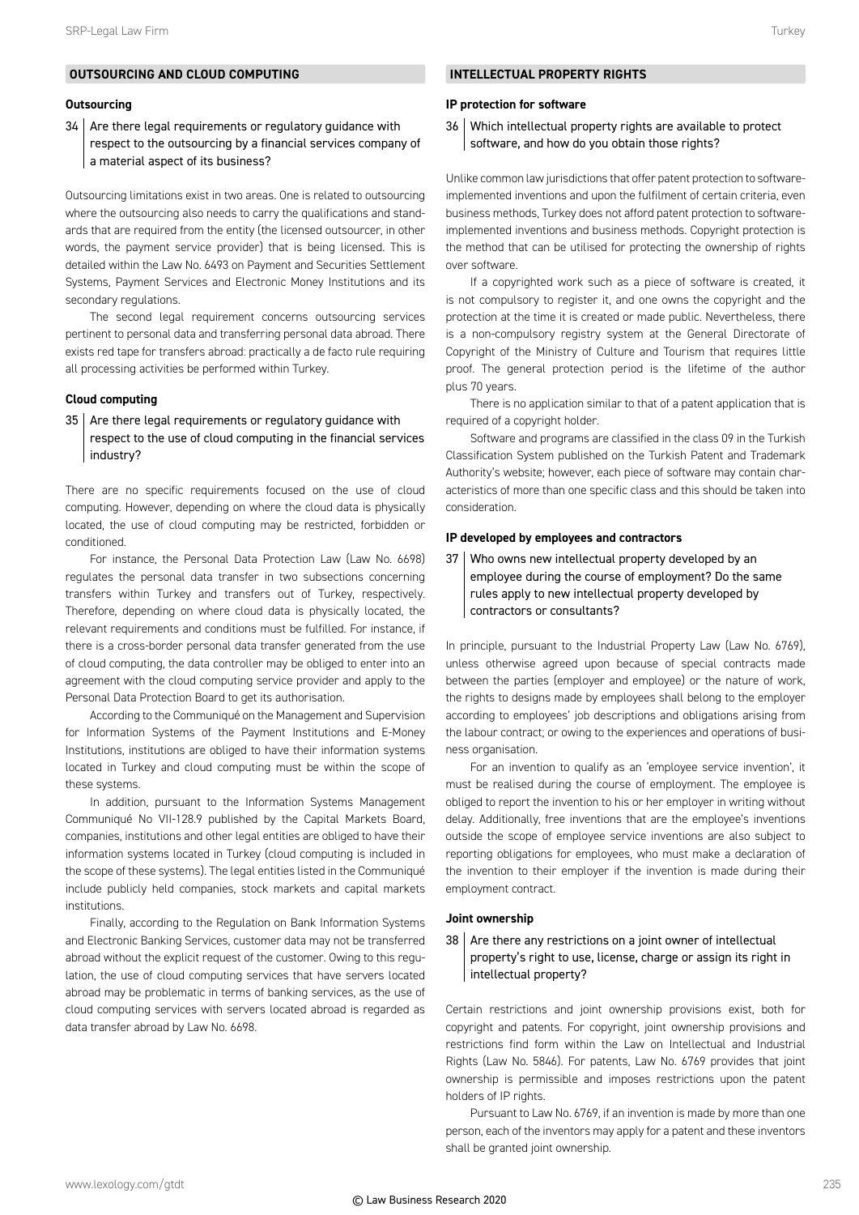## OUTSOURCING AND CLOUD COMPUTING

### Outsourcing

**34 Are there legal requirements or regulatory guidance with respect to the outsourcing by a financial services company of a material aspect of its business?**

Outsourcing limitations exist in two areas. One is related to outsourcing where the outsourcing also needs to carry the qualifications and standards that are required from the entity (the licensed outsourcer, in other words, the payment service provider) that is being licensed. This is detailed within the Law No. 6493 on Payment and Securities Settlement Systems, Payment Services and Electronic Money Institutions and its secondary regulations.

The second legal requirement concerns outsourcing services pertinent to personal data and transferring personal data abroad. There exists red tape for transfers abroad: practically a de facto rule requiring all processing activities be performed within Turkey.

### Cloud computing

**35 Are there legal requirements or regulatory guidance with respect to the use of cloud computing in the financial services industry?**

There are no specific requirements focused on the use of cloud computing. However, depending on where the cloud data is physically located, the use of cloud computing may be restricted, forbidden or conditioned.

For instance, the Personal Data Protection Law (Law No. 6698) regulates the personal data transfer in two subsections concerning transfers within Turkey and transfers out of Turkey, respectively. Therefore, depending on where cloud data is physically located, the relevant requirements and conditions must be fulfilled. For instance, if there is a cross-border personal data transfer generated from the use of cloud computing, the data controller may be obliged to enter into an agreement with the cloud computing service provider and apply to the Personal Data Protection Board to get its authorisation.

According to the Communiqué on the Management and Supervision for Information Systems of the Payment Institutions and E-Money Institutions, institutions are obliged to have their information systems located in Turkey and cloud computing must be within the scope of these systems.

In addition, pursuant to the Information Systems Management Communiqué No VII-128.9 published by the Capital Markets Board, companies, institutions and other legal entities are obliged to have their information systems located in Turkey (cloud computing is included in the scope of these systems). The legal entities listed in the Communiqué include publicly held companies, stock markets and capital markets institutions.

Finally, according to the Regulation on Bank Information Systems and Electronic Banking Services, customer data may not be transferred abroad without the explicit request of the customer. Owing to this regulation, the use of cloud computing services that have servers located abroad may be problematic in terms of banking services, as the use of cloud computing services with servers located abroad is regarded as data transfer abroad by Law No. 6698.

## INTELLECTUAL PROPERTY RIGHTS

### IP protection for software

**36 Which intellectual property rights are available to protect software, and how do you obtain those rights?**

Unlike common law jurisdictions that offer patent protection to software-implemented inventions and upon the fulfilment of certain criteria, even business methods, Turkey does not afford patent protection to software-implemented inventions and business methods. Copyright protection is the method that can be utilised for protecting the ownership of rights over software.

If a copyrighted work such as a piece of software is created, it is not compulsory to register it, and one owns the copyright and the protection at the time it is created or made public. Nevertheless, there is a non-compulsory registry system at the General Directorate of Copyright of the Ministry of Culture and Tourism that requires little proof. The general protection period is the lifetime of the author plus 70 years.

There is no application similar to that of a patent application that is required of a copyright holder.

Software and programs are classified in the class 09 in the Turkish Classification System published on the Turkish Patent and Trademark Authority's website; however, each piece of software may contain characteristics of more than one specific class and this should be taken into consideration.

### IP developed by employees and contractors

**37 Who owns new intellectual property developed by an employee during the course of employment? Do the same rules apply to new intellectual property developed by contractors or consultants?**

In principle, pursuant to the Industrial Property Law (Law No. 6769), unless otherwise agreed upon because of special contracts made between the parties (employer and employee) or the nature of work, the rights to designs made by employees shall belong to the employer according to employees' job descriptions and obligations arising from the labour contract; or owing to the experiences and operations of business organisation.

For an invention to qualify as an 'employee service invention', it must be realised during the course of employment. The employee is obliged to report the invention to his or her employer in writing without delay. Additionally, free inventions that are the employee's inventions outside the scope of employee service inventions are also subject to reporting obligations for employees, who must make a declaration of the invention to their employer if the invention is made during their employment contract.

### Joint ownership

**38 Are there any restrictions on a joint owner of intellectual property's right to use, license, charge or assign its right in intellectual property?**

Certain restrictions and joint ownership provisions exist, both for copyright and patents. For copyright, joint ownership provisions and restrictions find form within the Law on Intellectual and Industrial Rights (Law No. 5846). For patents, Law No. 6769 provides that joint ownership is permissible and imposes restrictions upon the patent holders of IP rights.

Pursuant to Law No. 6769, if an invention is made by more than one person, each of the inventors may apply for a patent and these inventors shall be granted joint ownership.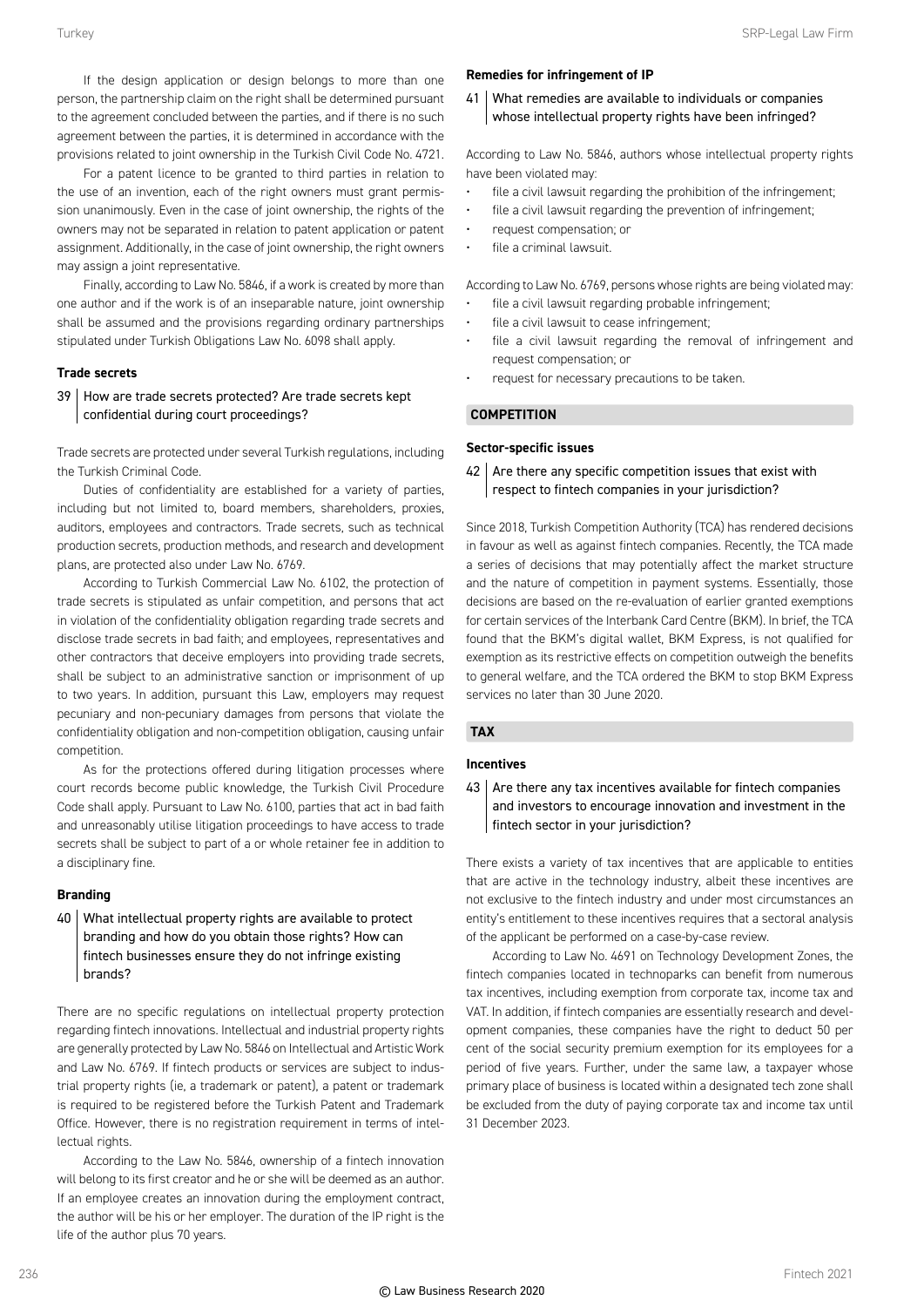If the design application or design belongs to more than one person, the partnership claim on the right shall be determined pursuant to the agreement concluded between the parties, and if there is no such agreement between the parties, it is determined in accordance with the provisions related to joint ownership in the Turkish Civil Code No. 4721.

For a patent licence to be granted to third parties in relation to the use of an invention, each of the right owners must grant permission unanimously. Even in the case of joint ownership, the rights of the owners may not be separated in relation to patent application or patent assignment. Additionally, in the case of joint ownership, the right owners may assign a joint representative.

Finally, according to Law No. 5846, if a work is created by more than one author and if the work is of an inseparable nature, joint ownership shall be assumed and the provisions regarding ordinary partnerships stipulated under Turkish Obligations Law No. 6098 shall apply.

### Trade secrets

**39 | How are trade secrets protected? Are trade secrets kept confidential during court proceedings?**

Trade secrets are protected under several Turkish regulations, including the Turkish Criminal Code.

Duties of confidentiality are established for a variety of parties, including but not limited to, board members, shareholders, proxies, auditors, employees and contractors. Trade secrets, such as technical production secrets, production methods, and research and development plans, are protected also under Law No. 6769.

According to Turkish Commercial Law No. 6102, the protection of trade secrets is stipulated as unfair competition, and persons that act in violation of the confidentiality obligation regarding trade secrets and disclose trade secrets in bad faith; and employees, representatives and other contractors that deceive employers into providing trade secrets, shall be subject to an administrative sanction or imprisonment of up to two years. In addition, pursuant this Law, employers may request pecuniary and non-pecuniary damages from persons that violate the confidentiality obligation and non-competition obligation, causing unfair competition.

As for the protections offered during litigation processes where court records become public knowledge, the Turkish Civil Procedure Code shall apply. Pursuant to Law No. 6100, parties that act in bad faith and unreasonably utilise litigation proceedings to have access to trade secrets shall be subject to part of a or whole retainer fee in addition to a disciplinary fine.

### Branding

**40 | What intellectual property rights are available to protect branding and how do you obtain those rights? How can fintech businesses ensure they do not infringe existing brands?**

There are no specific regulations on intellectual property protection regarding fintech innovations. Intellectual and industrial property rights are generally protected by Law No. 5846 on Intellectual and Artistic Work and Law No. 6769. If fintech products or services are subject to industrial property rights (ie, a trademark or patent), a patent or trademark is required to be registered before the Turkish Patent and Trademark Office. However, there is no registration requirement in terms of intellectual rights.

According to the Law No. 5846, ownership of a fintech innovation will belong to its first creator and he or she will be deemed as an author. If an employee creates an innovation during the employment contract, the author will be his or her employer. The duration of the IP right is the life of the author plus 70 years.

### Remedies for infringement of IP

**41 | What remedies are available to individuals or companies whose intellectual property rights have been infringed?**

According to Law No. 5846, authors whose intellectual property rights have been violated may:

- file a civil lawsuit regarding the prohibition of the infringement;
- file a civil lawsuit regarding the prevention of infringement;
- request compensation; or
- file a criminal lawsuit.

According to Law No. 6769, persons whose rights are being violated may:

- file a civil lawsuit regarding probable infringement;
- file a civil lawsuit to cease infringement;
- file a civil lawsuit regarding the removal of infringement and request compensation; or
- request for necessary precautions to be taken.

## COMPETITION

### Sector-specific issues

**42 | Are there any specific competition issues that exist with respect to fintech companies in your jurisdiction?**

Since 2018, Turkish Competition Authority (TCA) has rendered decisions in favour as well as against fintech companies. Recently, the TCA made a series of decisions that may potentially affect the market structure and the nature of competition in payment systems. Essentially, those decisions are based on the re-evaluation of earlier granted exemptions for certain services of the Interbank Card Centre (BKM). In brief, the TCA found that the BKM's digital wallet, BKM Express, is not qualified for exemption as its restrictive effects on competition outweigh the benefits to general welfare, and the TCA ordered the BKM to stop BKM Express services no later than 30 June 2020.

## TAX

### Incentives

**43 | Are there any tax incentives available for fintech companies and investors to encourage innovation and investment in the fintech sector in your jurisdiction?**

There exists a variety of tax incentives that are applicable to entities that are active in the technology industry, albeit these incentives are not exclusive to the fintech industry and under most circumstances an entity's entitlement to these incentives requires that a sectoral analysis of the applicant be performed on a case-by-case review.

According to Law No. 4691 on Technology Development Zones, the fintech companies located in technoparks can benefit from numerous tax incentives, including exemption from corporate tax, income tax and VAT. In addition, if fintech companies are essentially research and development companies, these companies have the right to deduct 50 per cent of the social security premium exemption for its employees for a period of five years. Further, under the same law, a taxpayer whose primary place of business is located within a designated tech zone shall be excluded from the duty of paying corporate tax and income tax until 31 December 2023.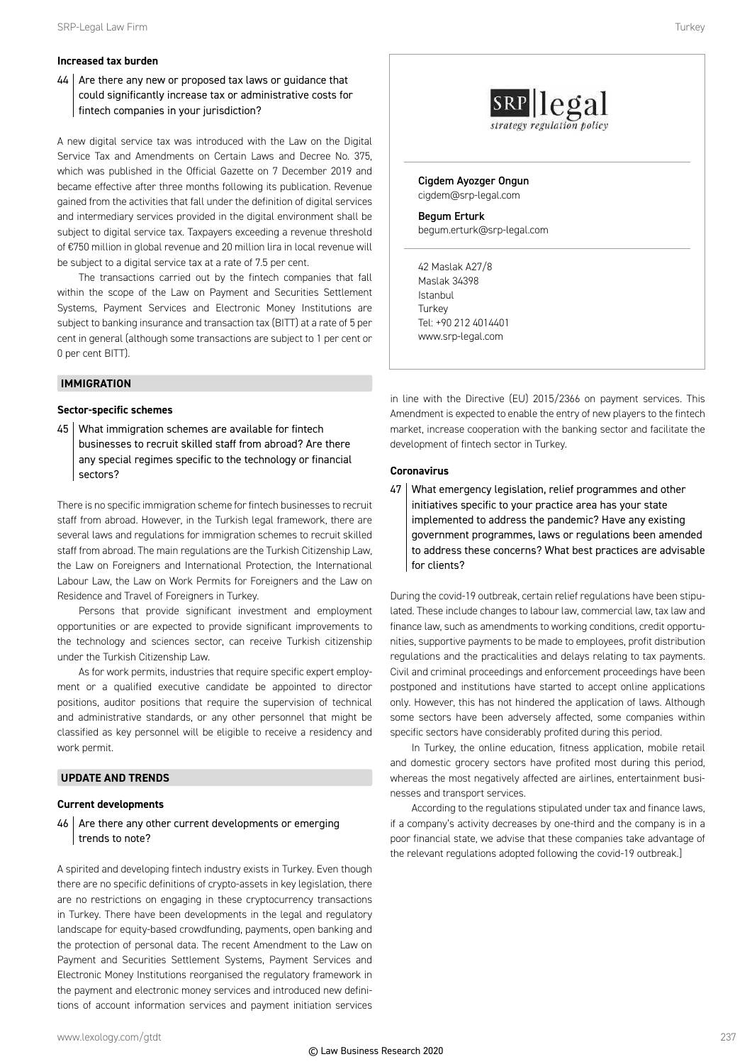### Increased tax burden

**44 Are there any new or proposed tax laws or guidance that could significantly increase tax or administrative costs for fintech companies in your jurisdiction?**

A new digital service tax was introduced with the Law on the Digital Service Tax and Amendments on Certain Laws and Decree No. 375, which was published in the Official Gazette on 7 December 2019 and became effective after three months following its publication. Revenue gained from the activities that fall under the definition of digital services and intermediary services provided in the digital environment shall be subject to digital service tax. Taxpayers exceeding a revenue threshold of €750 million in global revenue and 20 million lira in local revenue will be subject to a digital service tax at a rate of 7.5 per cent.

The transactions carried out by the fintech companies that fall within the scope of the Law on Payment and Securities Settlement Systems, Payment Services and Electronic Money Institutions are subject to banking insurance and transaction tax (BITT) at a rate of 5 per cent in general (although some transactions are subject to 1 per cent or 0 per cent BITT).

## IMMIGRATION

### Sector-specific schemes

**45 What immigration schemes are available for fintech businesses to recruit skilled staff from abroad? Are there any special regimes specific to the technology or financial sectors?**

There is no specific immigration scheme for fintech businesses to recruit staff from abroad. However, in the Turkish legal framework, there are several laws and regulations for immigration schemes to recruit skilled staff from abroad. The main regulations are the Turkish Citizenship Law, the Law on Foreigners and International Protection, the International Labour Law, the Law on Work Permits for Foreigners and the Law on Residence and Travel of Foreigners in Turkey.

Persons that provide significant investment and employment opportunities or are expected to provide significant improvements to the technology and sciences sector, can receive Turkish citizenship under the Turkish Citizenship Law.

As for work permits, industries that require specific expert employment or a qualified executive candidate be appointed to director positions, auditor positions that require the supervision of technical and administrative standards, or any other personnel that might be classified as key personnel will be eligible to receive a residency and work permit.

## UPDATE AND TRENDS

### Current developments

**46 Are there any other current developments or emerging trends to note?**

A spirited and developing fintech industry exists in Turkey. Even though there are no specific definitions of crypto-assets in key legislation, there are no restrictions on engaging in these cryptocurrency transactions in Turkey. There have been developments in the legal and regulatory landscape for equity-based crowdfunding, payments, open banking and the protection of personal data. The recent Amendment to the Law on Payment and Securities Settlement Systems, Payment Services and Electronic Money Institutions reorganised the regulatory framework in the payment and electronic money services and introduced new definitions of account information services and payment initiation services in line with the Directive (EU) 2015/2366 on payment services. This Amendment is expected to enable the entry of new players to the fintech market, increase cooperation with the banking sector and facilitate the development of fintech sector in Turkey.

### Coronavirus

**47 What emergency legislation, relief programmes and other initiatives specific to your practice area has your state implemented to address the pandemic? Have any existing government programmes, laws or regulations been amended to address these concerns? What best practices are advisable for clients?**

During the covid-19 outbreak, certain relief regulations have been stipulated. These include changes to labour law, commercial law, tax law and finance law, such as amendments to working conditions, credit opportunities, supportive payments to be made to employees, profit distribution regulations and the practicalities and delays relating to tax payments. Civil and criminal proceedings and enforcement proceedings have been postponed and institutions have started to accept online applications only. However, this has not hindered the application of laws. Although some sectors have been adversely affected, some companies within specific sectors have considerably profited during this period.

In Turkey, the online education, fitness application, mobile retail and domestic grocery sectors have profited most during this period, whereas the most negatively affected are airlines, entertainment businesses and transport services.

According to the regulations stipulated under tax and finance laws, if a company's activity decreases by one-third and the company is in a poor financial state, we advise that these companies take advantage of the relevant regulations adopted following the covid-19 outbreak.]

---

SRP legal
strategy regulation policy

**Cigdem Ayozger Ongun**
cigdem@srp-legal.com

**Begum Erturk**
begum.erturk@srp-legal.com

42 Maslak A27/8
Maslak 34398
Istanbul
Turkey
Tel: +90 212 4014401
www.srp-legal.com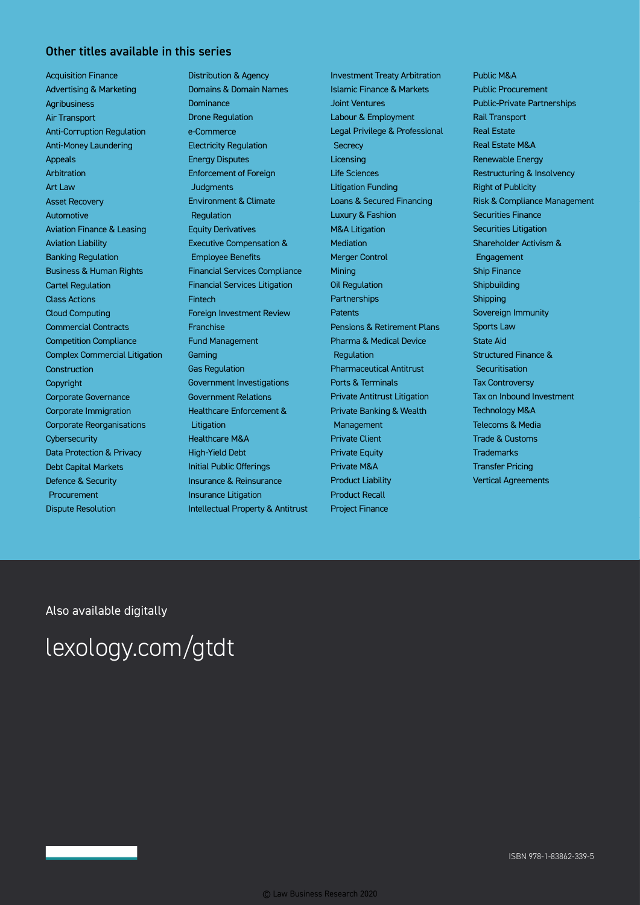## Other titles available in this series

Acquisition Finance
Advertising & Marketing
Agribusiness
Air Transport
Anti-Corruption Regulation
Anti-Money Laundering
Appeals
Arbitration
Art Law
Asset Recovery
Automotive
Aviation Finance & Leasing
Aviation Liability
Banking Regulation
Business & Human Rights
Cartel Regulation
Class Actions
Cloud Computing
Commercial Contracts
Competition Compliance
Complex Commercial Litigation
Construction
Copyright
Corporate Governance
Corporate Immigration
Corporate Reorganisations
Cybersecurity
Data Protection & Privacy
Debt Capital Markets
Defence & Security Procurement
Dispute Resolution
Distribution & Agency
Domains & Domain Names
Dominance
Drone Regulation
e-Commerce
Electricity Regulation
Energy Disputes
Enforcement of Foreign Judgments
Environment & Climate Regulation
Equity Derivatives
Executive Compensation & Employee Benefits
Financial Services Compliance
Financial Services Litigation
Fintech
Foreign Investment Review
Franchise
Fund Management
Gaming
Gas Regulation
Government Investigations
Government Relations
Healthcare Enforcement & Litigation
Healthcare M&A
High-Yield Debt
Initial Public Offerings
Insurance & Reinsurance
Insurance Litigation
Intellectual Property & Antitrust
Investment Treaty Arbitration
Islamic Finance & Markets
Joint Ventures
Labour & Employment
Legal Privilege & Professional Secrecy
Licensing
Life Sciences
Litigation Funding
Loans & Secured Financing
Luxury & Fashion
M&A Litigation
Mediation
Merger Control
Mining
Oil Regulation
Partnerships
Patents
Pensions & Retirement Plans
Pharma & Medical Device Regulation
Pharmaceutical Antitrust
Ports & Terminals
Private Antitrust Litigation
Private Banking & Wealth Management
Private Client
Private Equity
Private M&A
Product Liability
Product Recall
Project Finance
Public M&A
Public Procurement
Public-Private Partnerships
Rail Transport
Real Estate
Real Estate M&A
Renewable Energy
Restructuring & Insolvency
Right of Publicity
Risk & Compliance Management
Securities Finance
Securities Litigation
Shareholder Activism & Engagement
Ship Finance
Shipbuilding
Shipping
Sovereign Immunity
Sports Law
State Aid
Structured Finance & Securitisation
Tax Controversy
Tax on Inbound Investment
Technology M&A
Telecoms & Media
Trade & Customs
Trademarks
Transfer Pricing
Vertical Agreements

Also available digitally

lexology.com/gtdt

ISBN 978-1-83862-339-5

© Law Business Research 2020